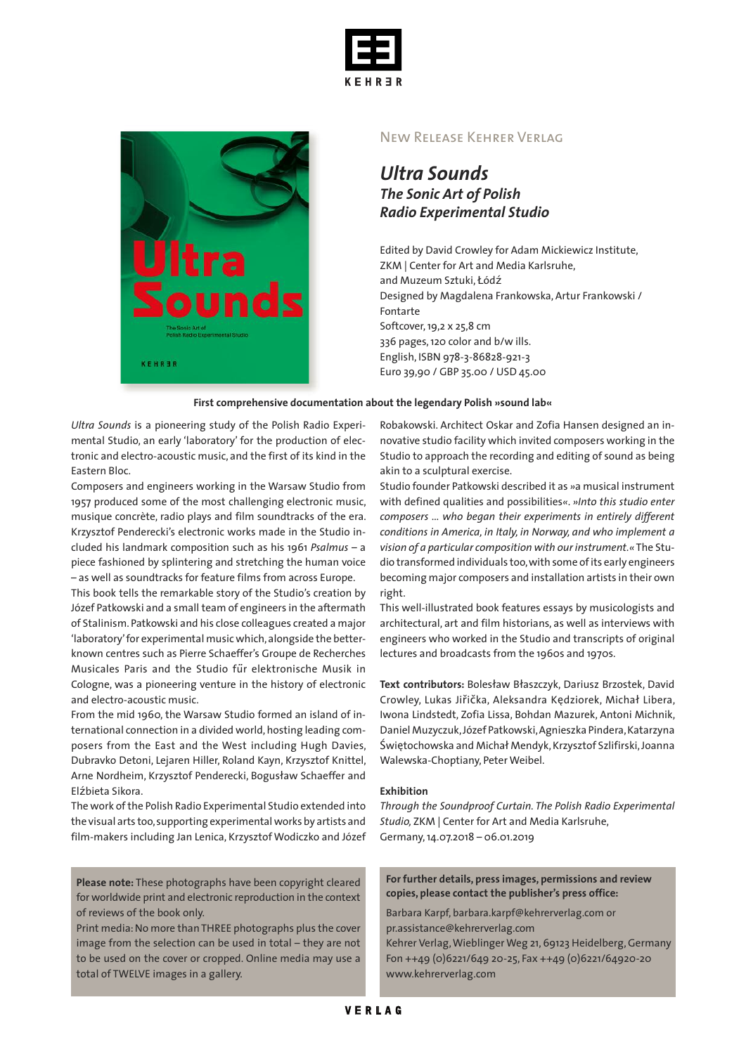New Release Kehrer Verlag

# *Ultra Sounds*

## *The Sonic Art of Polish Radio Experimental Studio*

Edited by David Crowley for Adam Mickiewicz Institute,
ZKM | Center for Art and Media Karlsruhe,
and Muzeum Sztuki, Łódź
Designed by Magdalena Frankowska, Artur Frankowski / Fontarte
Softcover, 19,2 x 25,8 cm
336 pages, 120 color and b/w ills.
English, ISBN 978-3-86828-921-3
Euro 39,90 / GBP 35.00 / USD 45.00

**First comprehensive documentation about the legendary Polish »sound lab«**

*Ultra Sounds* is a pioneering study of the Polish Radio Experimental Studio, an early 'laboratory' for the production of electronic and electro-acoustic music, and the first of its kind in the Eastern Bloc.

Composers and engineers working in the Warsaw Studio from 1957 produced some of the most challenging electronic music, musique concrète, radio plays and film soundtracks of the era. Krzysztof Penderecki's electronic works made in the Studio included his landmark composition such as his 1961 *Psalmus* – a piece fashioned by splintering and stretching the human voice – as well as soundtracks for feature films from across Europe.

This book tells the remarkable story of the Studio's creation by Józef Patkowski and a small team of engineers in the aftermath of Stalinism. Patkowski and his close colleagues created a major 'laboratory' for experimental music which, alongside the better-known centres such as Pierre Schaeffer's Groupe de Recherches Musicales Paris and the Studio für elektronische Musik in Cologne, was a pioneering venture in the history of electronic and electro-acoustic music.

From the mid 1960, the Warsaw Studio formed an island of international connection in a divided world, hosting leading composers from the East and the West including Hugh Davies, Dubravko Detoni, Lejaren Hiller, Roland Kayn, Krzysztof Knittel, Arne Nordheim, Krzysztof Penderecki, Bogusław Schaeffer and Elźbieta Sikora.

The work of the Polish Radio Experimental Studio extended into the visual arts too, supporting experimental works by artists and film-makers including Jan Lenica, Krzysztof Wodiczko and Józef Robakowski. Architect Oskar and Zofia Hansen designed an innovative studio facility which invited composers working in the Studio to approach the recording and editing of sound as being akin to a sculptural exercise.

Studio founder Patkowski described it as »a musical instrument with defined qualities and possibilities«. *»Into this studio enter composers … who began their experiments in entirely different conditions in America, in Italy, in Norway, and who implement a vision of a particular composition with our instrument.«* The Studio transformed individuals too, with some of its early engineers becoming major composers and installation artists in their own right.

This well-illustrated book features essays by musicologists and architectural, art and film historians, as well as interviews with engineers who worked in the Studio and transcripts of original lectures and broadcasts from the 1960s and 1970s.

**Text contributors:** Bolesław Błaszczyk, Dariusz Brzostek, David Crowley, Lukas Jiřička, Aleksandra Kędziorek, Michał Libera, Iwona Lindstedt, Zofia Lissa, Bohdan Mazurek, Antoni Michnik, Daniel Muzyczuk, Józef Patkowski, Agnieszka Pindera, Katarzyna Świętochowska and Michał Mendyk, Krzysztof Szlifirski, Joanna Walewska-Choptiany, Peter Weibel.

**Exhibition**

*Through the Soundproof Curtain. The Polish Radio Experimental Studio,* ZKM | Center for Art and Media Karlsruhe, Germany, 14.07.2018 – 06.01.2019

**Please note:** These photographs have been copyright cleared for worldwide print and electronic reproduction in the context of reviews of the book only.

Print media: No more than THREE photographs plus the cover image from the selection can be used in total – they are not to be used on the cover or cropped. Online media may use a total of TWELVE images in a gallery.

**For further details, press images, permissions and review copies, please contact the publisher's press office:**

Barbara Karpf, barbara.karpf@kehrerverlag.com or pr.assistance@kehrerverlag.com
Kehrer Verlag, Wieblinger Weg 21, 69123 Heidelberg, Germany
Fon ++49 (0)6221/649 20-25, Fax ++49 (0)6221/64920-20
www.kehrerverlag.com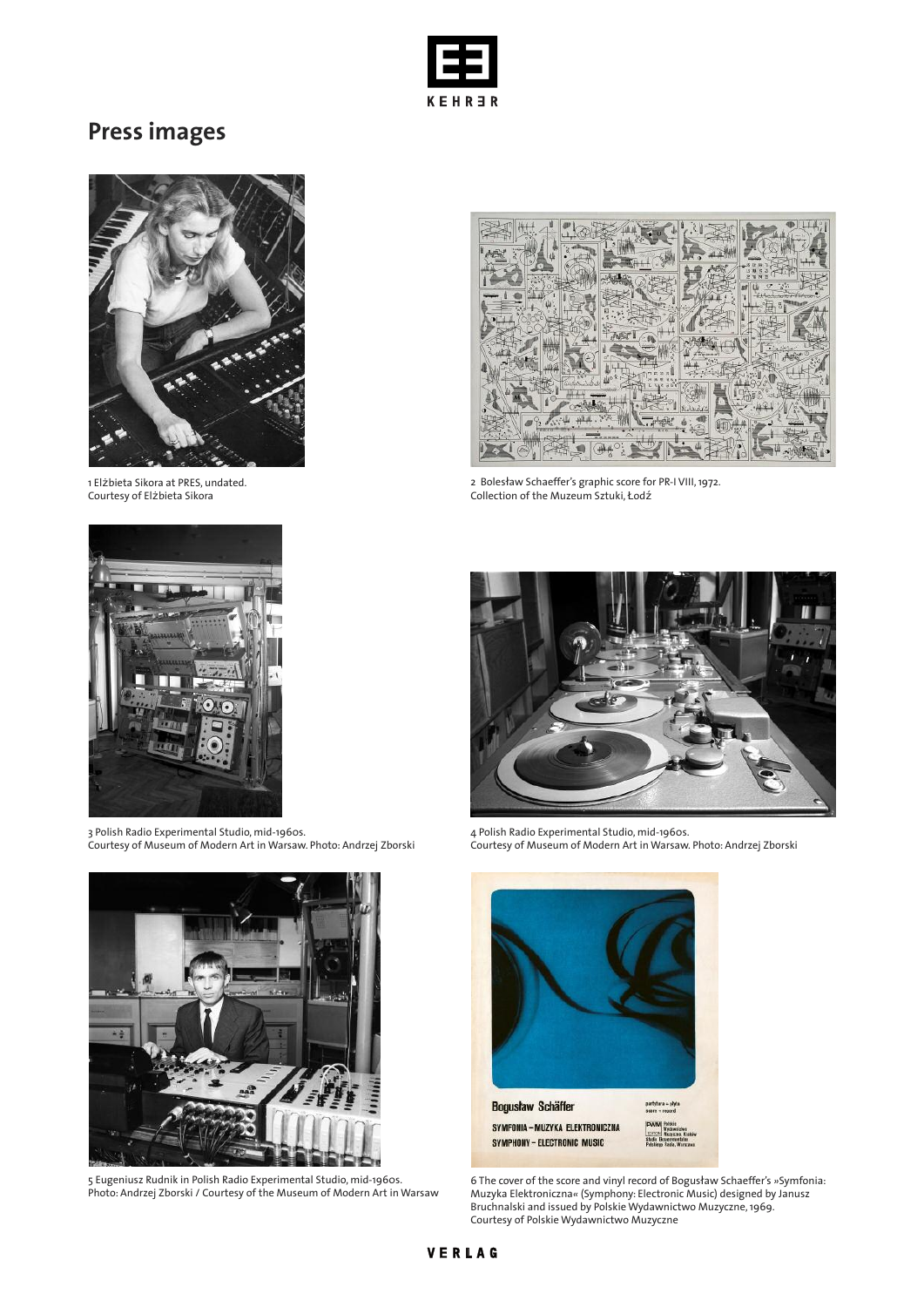## Press images

1 Elżbieta Sikora at PRES, undated.
Courtesy of Elżbieta Sikora

2 Bolesław Schaeffer's graphic score for PR-I VIII, 1972.
Collection of the Muzeum Sztuki, Łodź

3 Polish Radio Experimental Studio, mid-1960s.
Courtesy of Museum of Modern Art in Warsaw. Photo: Andrzej Zborski

4 Polish Radio Experimental Studio, mid-1960s.
Courtesy of Museum of Modern Art in Warsaw. Photo: Andrzej Zborski

5 Eugeniusz Rudnik in Polish Radio Experimental Studio, mid-1960s.
Photo: Andrzej Zborski / Courtesy of the Museum of Modern Art in Warsaw

6 The cover of the score and vinyl record of Bogusław Schaeffer's »Symfonia: Muzyka Elektroniczna« (Symphony: Electronic Music) designed by Janusz Bruchnalski and issued by Polskie Wydawnictwo Muzyczne, 1969.
Courtesy of Polskie Wydawnictwo Muzyczne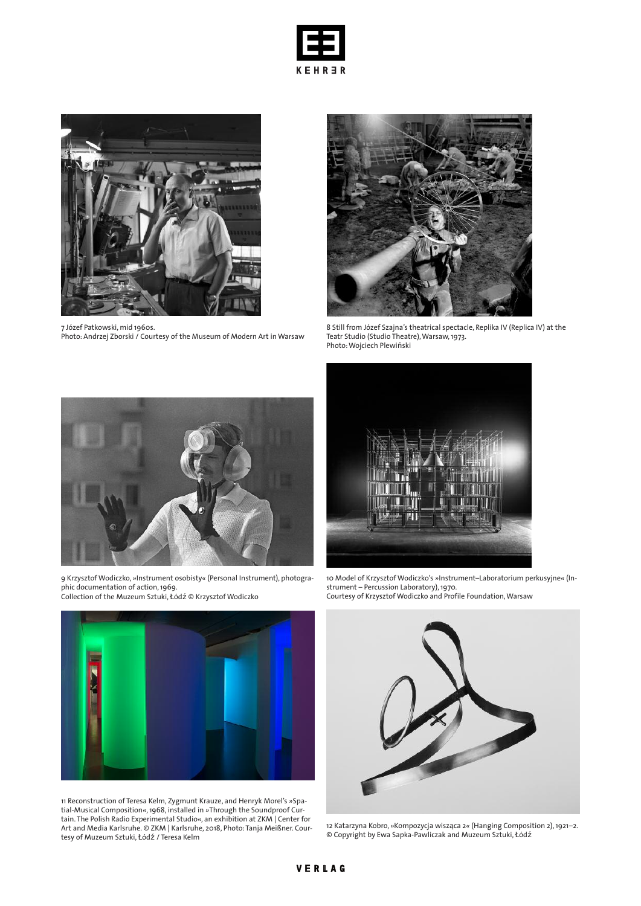7 Józef Patkowski, mid 1960s.
Photo: Andrzej Zborski / Courtesy of the Museum of Modern Art in Warsaw

8 Still from Józef Szajna's theatrical spectacle, Replika IV (Replica IV) at the Teatr Studio (Studio Theatre), Warsaw, 1973.
Photo: Wojciech Plewiński

9 Krzysztof Wodiczko, »Instrument osobisty« (Personal Instrument), photographic documentation of action, 1969.
Collection of the Muzeum Sztuki, Łódź © Krzysztof Wodiczko

10 Model of Krzysztof Wodiczko's »Instrument–Laboratorium perkusyjne« (Instrument – Percussion Laboratory), 1970.
Courtesy of Krzysztof Wodiczko and Profile Foundation, Warsaw

11 Reconstruction of Teresa Kelm, Zygmunt Krauze, and Henryk Morel's »Spatial-Musical Composition«, 1968, installed in »Through the Soundproof Curtain. The Polish Radio Experimental Studio«, an exhibition at ZKM | Center for Art and Media Karlsruhe. © ZKM | Karlsruhe, 2018, Photo: Tanja Meißner. Courtesy of Muzeum Sztuki, Łódź / Teresa Kelm

12 Katarzyna Kobro, »Kompozycja wisząca 2« (Hanging Composition 2), 1921–2.
© Copyright by Ewa Sapka-Pawliczak and Muzeum Sztuki, Łódź